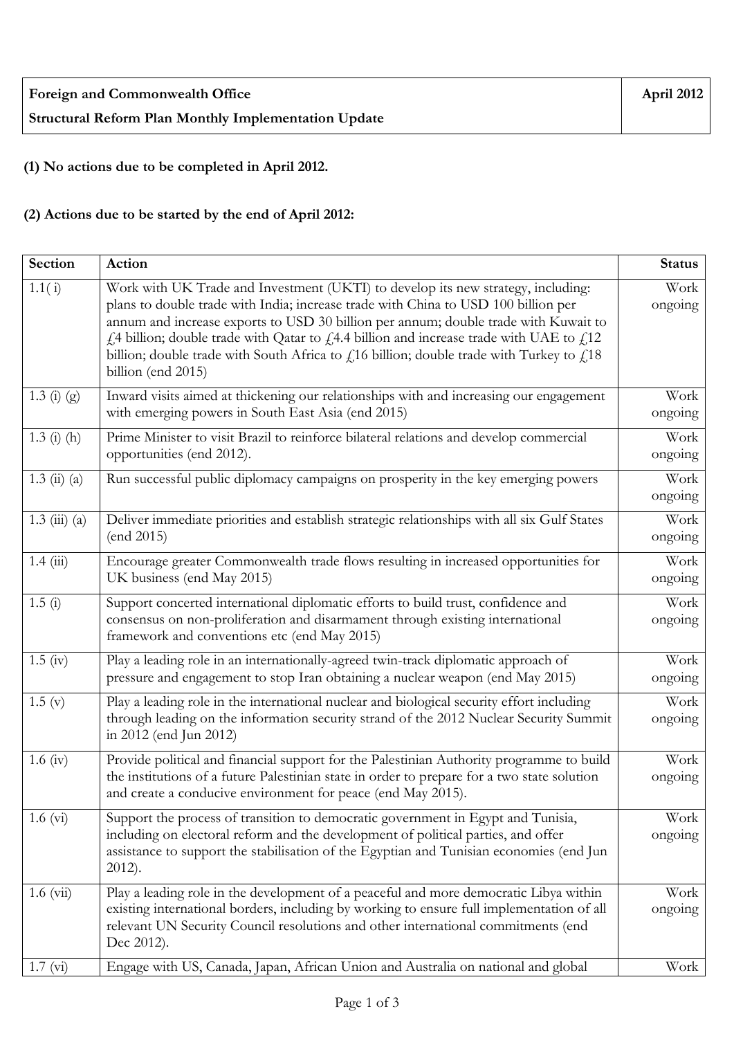| Foreign and Commonwealth Office<br>Structural Reform Plan Monthly Implementation Update | April 2012 |
|---|---|

**(1) No actions due to be completed in April 2012.**

**(2) Actions due to be started by the end of April 2012:**

| Section | Action | Status |
|---|---|---|
| 1.1( i) | Work with UK Trade and Investment (UKTI) to develop its new strategy, including: plans to double trade with India; increase trade with China to USD 100 billion per annum and increase exports to USD 30 billion per annum; double trade with Kuwait to £4 billion; double trade with Qatar to £4.4 billion and increase trade with UAE to £12 billion; double trade with South Africa to £16 billion; double trade with Turkey to £18 billion (end 2015) | Work ongoing |
| 1.3 (i) (g) | Inward visits aimed at thickening our relationships with and increasing our engagement with emerging powers in South East Asia (end 2015) | Work ongoing |
| 1.3 (i) (h) | Prime Minister to visit Brazil to reinforce bilateral relations and develop commercial opportunities (end 2012). | Work ongoing |
| 1.3 (ii) (a) | Run successful public diplomacy campaigns on prosperity in the key emerging powers | Work ongoing |
| 1.3 (iii) (a) | Deliver immediate priorities and establish strategic relationships with all six Gulf States (end 2015) | Work ongoing |
| 1.4 (iii) | Encourage greater Commonwealth trade flows resulting in increased opportunities for UK business (end May 2015) | Work ongoing |
| 1.5 (i) | Support concerted international diplomatic efforts to build trust, confidence and consensus on non-proliferation and disarmament through existing international framework and conventions etc (end May 2015) | Work ongoing |
| 1.5 (iv) | Play a leading role in an internationally-agreed twin-track diplomatic approach of pressure and engagement to stop Iran obtaining a nuclear weapon (end May 2015) | Work ongoing |
| 1.5 (v) | Play a leading role in the international nuclear and biological security effort including through leading on the information security strand of the 2012 Nuclear Security Summit in 2012 (end Jun 2012) | Work ongoing |
| 1.6 (iv) | Provide political and financial support for the Palestinian Authority programme to build the institutions of a future Palestinian state in order to prepare for a two state solution and create a conducive environment for peace (end May 2015). | Work ongoing |
| 1.6 (vi) | Support the process of transition to democratic government in Egypt and Tunisia, including on electoral reform and the development of political parties, and offer assistance to support the stabilisation of the Egyptian and Tunisian economies (end Jun 2012). | Work ongoing |
| 1.6 (vii) | Play a leading role in the development of a peaceful and more democratic Libya within existing international borders, including by working to ensure full implementation of all relevant UN Security Council resolutions and other international commitments (end Dec 2012). | Work ongoing |
| 1.7 (vi) | Engage with US, Canada, Japan, African Union and Australia on national and global | Work |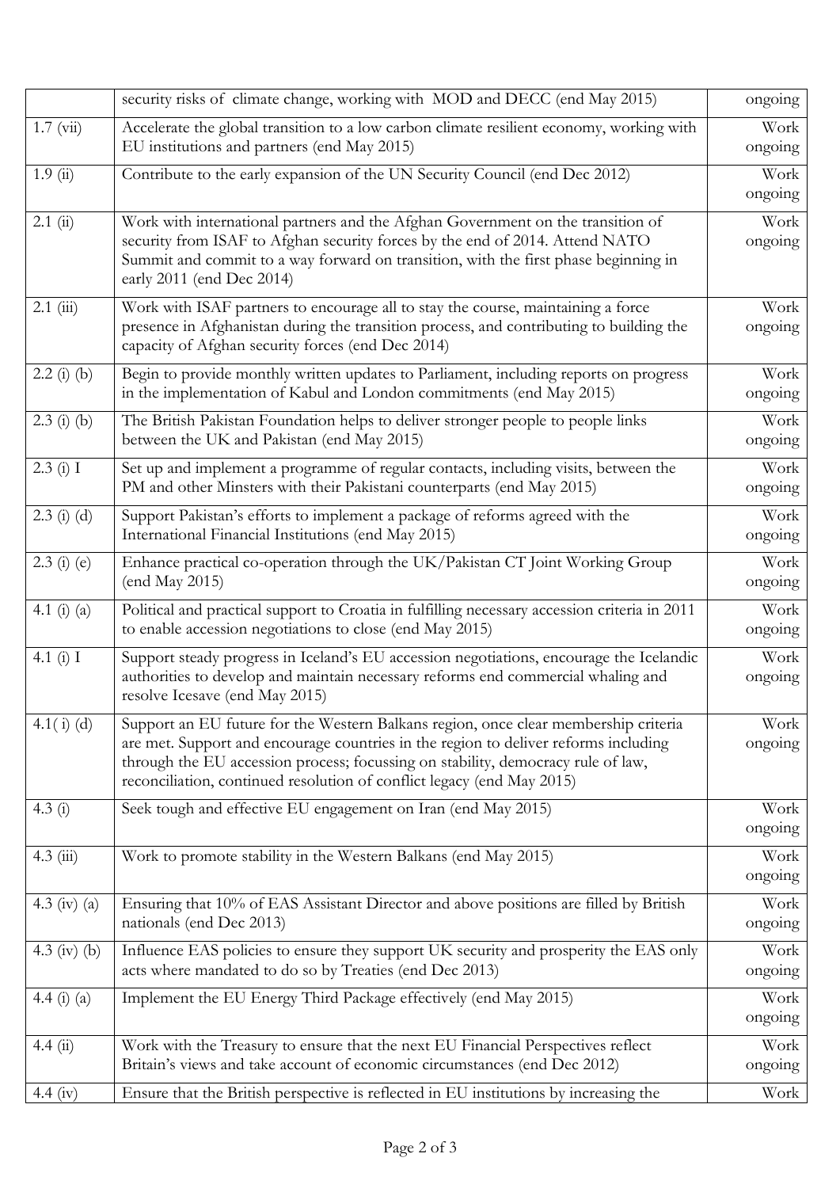|  | security risks of climate change, working with MOD and DECC (end May 2015) | ongoing |
|---|---|---|
| 1.7 (vii) | Accelerate the global transition to a low carbon climate resilient economy, working with EU institutions and partners (end May 2015) | Work ongoing |
| 1.9 (ii) | Contribute to the early expansion of the UN Security Council (end Dec 2012) | Work ongoing |
| 2.1 (ii) | Work with international partners and the Afghan Government on the transition of security from ISAF to Afghan security forces by the end of 2014. Attend NATO Summit and commit to a way forward on transition, with the first phase beginning in early 2011 (end Dec 2014) | Work ongoing |
| 2.1 (iii) | Work with ISAF partners to encourage all to stay the course, maintaining a force presence in Afghanistan during the transition process, and contributing to building the capacity of Afghan security forces (end Dec 2014) | Work ongoing |
| 2.2 (i) (b) | Begin to provide monthly written updates to Parliament, including reports on progress in the implementation of Kabul and London commitments (end May 2015) | Work ongoing |
| 2.3 (i) (b) | The British Pakistan Foundation helps to deliver stronger people to people links between the UK and Pakistan (end May 2015) | Work ongoing |
| 2.3 (i) I | Set up and implement a programme of regular contacts, including visits, between the PM and other Minsters with their Pakistani counterparts (end May 2015) | Work ongoing |
| 2.3 (i) (d) | Support Pakistan's efforts to implement a package of reforms agreed with the International Financial Institutions (end May 2015) | Work ongoing |
| 2.3 (i) (e) | Enhance practical co-operation through the UK/Pakistan CT Joint Working Group (end May 2015) | Work ongoing |
| 4.1 (i) (a) | Political and practical support to Croatia in fulfilling necessary accession criteria in 2011 to enable accession negotiations to close (end May 2015) | Work ongoing |
| 4.1 (i) I | Support steady progress in Iceland's EU accession negotiations, encourage the Icelandic authorities to develop and maintain necessary reforms end commercial whaling and resolve Icesave (end May 2015) | Work ongoing |
| 4.1( i) (d) | Support an EU future for the Western Balkans region, once clear membership criteria are met. Support and encourage countries in the region to deliver reforms including through the EU accession process; focussing on stability, democracy rule of law, reconciliation, continued resolution of conflict legacy (end May 2015) | Work ongoing |
| 4.3 (i) | Seek tough and effective EU engagement on Iran (end May 2015) | Work ongoing |
| 4.3 (iii) | Work to promote stability in the Western Balkans (end May 2015) | Work ongoing |
| 4.3 (iv) (a) | Ensuring that 10% of EAS Assistant Director and above positions are filled by British nationals (end Dec 2013) | Work ongoing |
| 4.3 (iv) (b) | Influence EAS policies to ensure they support UK security and prosperity the EAS only acts where mandated to do so by Treaties (end Dec 2013) | Work ongoing |
| 4.4 (i) (a) | Implement the EU Energy Third Package effectively (end May 2015) | Work ongoing |
| 4.4 (ii) | Work with the Treasury to ensure that the next EU Financial Perspectives reflect Britain's views and take account of economic circumstances (end Dec 2012) | Work ongoing |
| 4.4 (iv) | Ensure that the British perspective is reflected in EU institutions by increasing the | Work |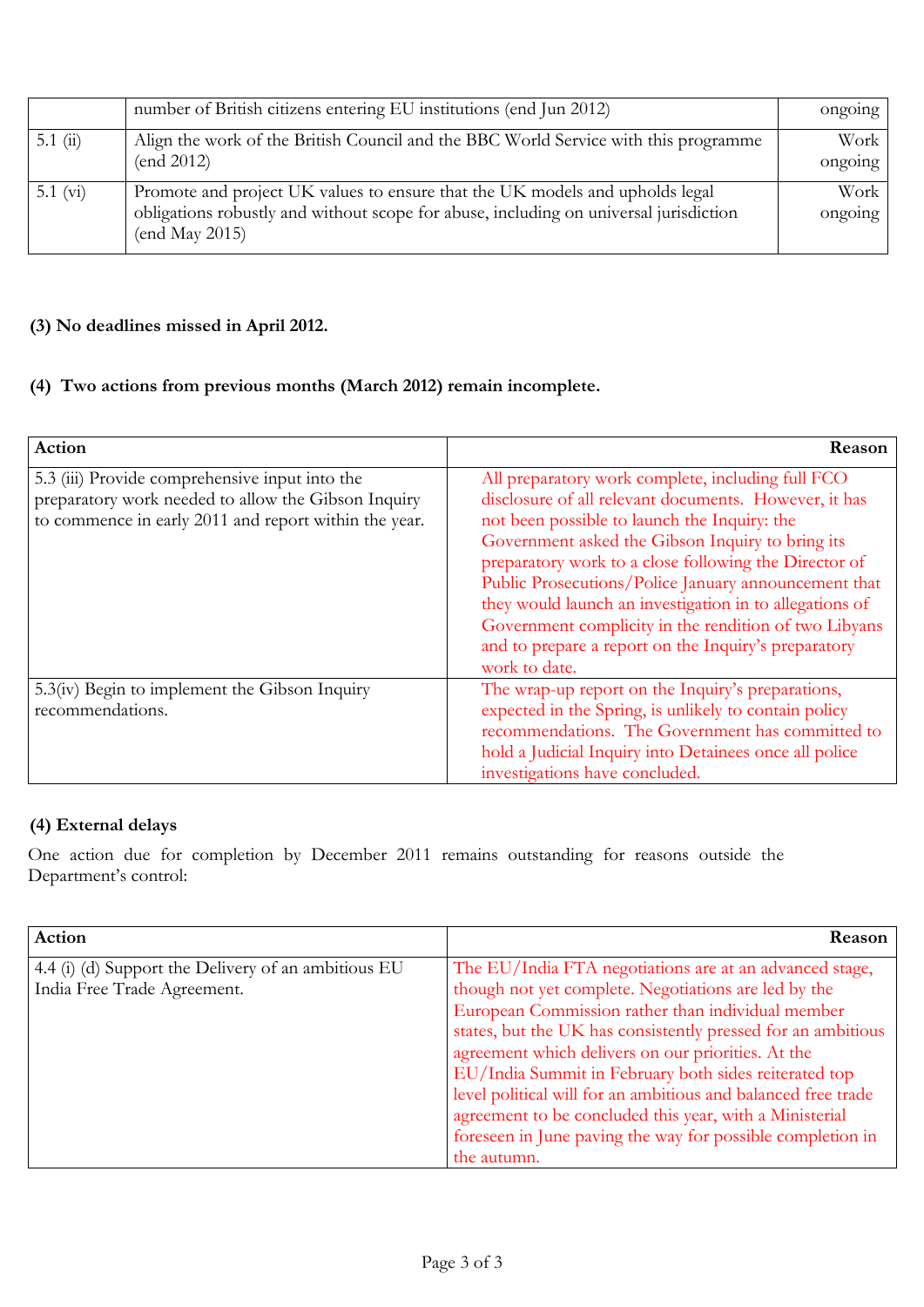| | | |
|---|---|---|
| | number of British citizens entering EU institutions (end Jun 2012) | ongoing |
| 5.1 (ii) | Align the work of the British Council and the BBC World Service with this programme (end 2012) | Work ongoing |
| 5.1 (vi) | Promote and project UK values to ensure that the UK models and upholds legal obligations robustly and without scope for abuse, including on universal jurisdiction (end May 2015) | Work ongoing |

**(3) No deadlines missed in April 2012.**

**(4) Two actions from previous months (March 2012) remain incomplete.**

| Action | Reason |
|---|---|
| 5.3 (iii) Provide comprehensive input into the preparatory work needed to allow the Gibson Inquiry to commence in early 2011 and report within the year. | All preparatory work complete, including full FCO disclosure of all relevant documents. However, it has not been possible to launch the Inquiry: the Government asked the Gibson Inquiry to bring its preparatory work to a close following the Director of Public Prosecutions/Police January announcement that they would launch an investigation in to allegations of Government complicity in the rendition of two Libyans and to prepare a report on the Inquiry's preparatory work to date. |
| 5.3(iv) Begin to implement the Gibson Inquiry recommendations. | The wrap-up report on the Inquiry's preparations, expected in the Spring, is unlikely to contain policy recommendations. The Government has committed to hold a Judicial Inquiry into Detainees once all police investigations have concluded. |

**(4) External delays**

One action due for completion by December 2011 remains outstanding for reasons outside the Department's control:

| Action | Reason |
|---|---|
| 4.4 (i) (d) Support the Delivery of an ambitious EU India Free Trade Agreement. | The EU/India FTA negotiations are at an advanced stage, though not yet complete. Negotiations are led by the European Commission rather than individual member states, but the UK has consistently pressed for an ambitious agreement which delivers on our priorities. At the EU/India Summit in February both sides reiterated top level political will for an ambitious and balanced free trade agreement to be concluded this year, with a Ministerial foreseen in June paving the way for possible completion in the autumn. |